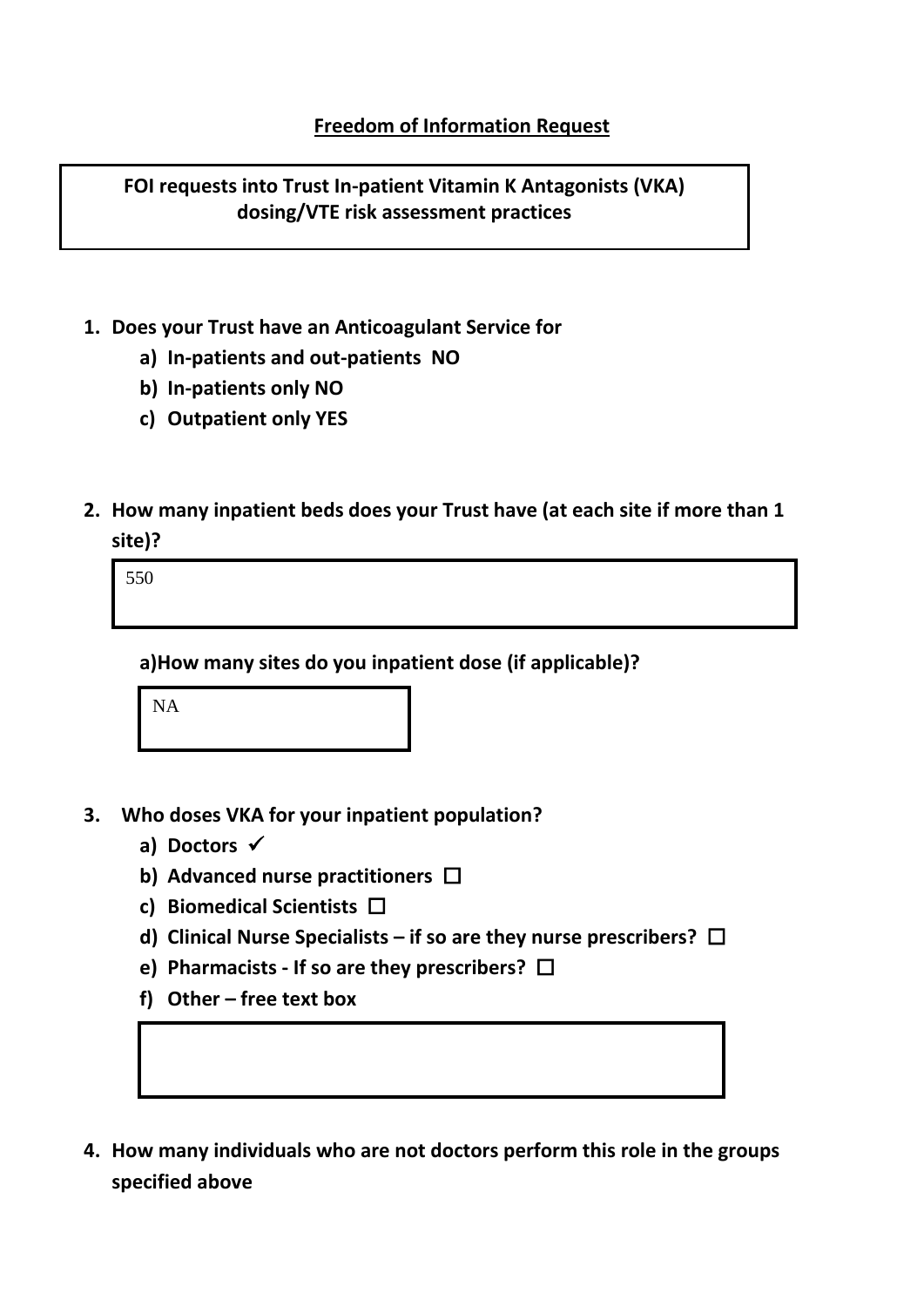**Freedom of Information Request**

**FOI requests into Trust In-patient Vitamin K Antagonists (VKA) dosing/VTE risk assessment practices**

1. **Does your Trust have an Anticoagulant Service for**
   a) **In-patients and out-patients NO**
   b) **In-patients only NO**
   c) **Outpatient only YES**

2. **How many inpatient beds does your Trust have (at each site if more than 1 site)?**

   550

   **a)How many sites do you inpatient dose (if applicable)?**

   NA

3. **Who doses VKA for your inpatient population?**
   a) **Doctors** ✓
   b) **Advanced nurse practitioners** ☐
   c) **Biomedical Scientists** ☐
   d) **Clinical Nurse Specialists – if so are they nurse prescribers?** ☐
   e) **Pharmacists - If so are they prescribers?** ☐
   f) **Other – free text box**

4. **How many individuals who are not doctors perform this role in the groups specified above**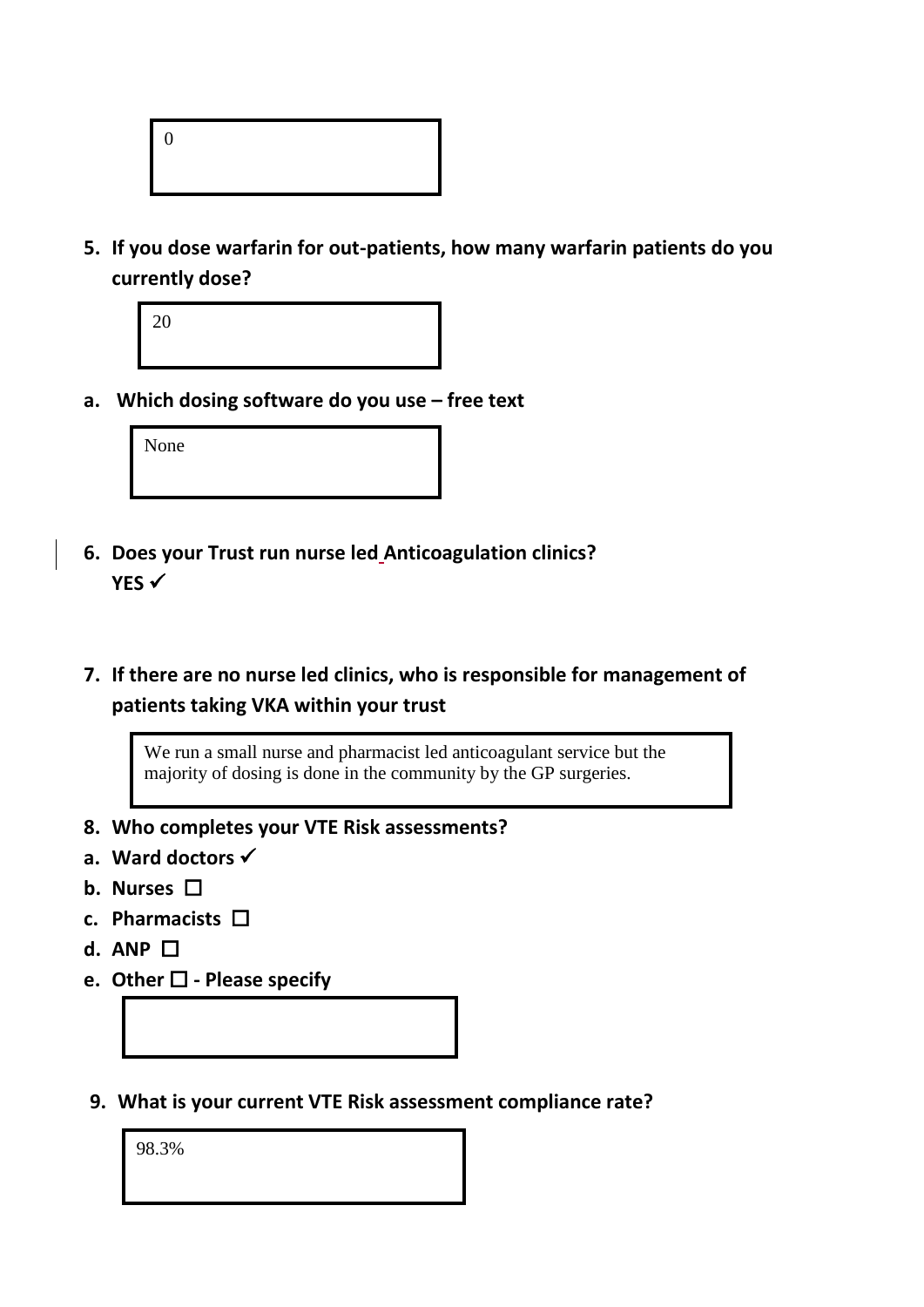0

**5. If you dose warfarin for out-patients, how many warfarin patients do you currently dose?**

20

**a. Which dosing software do you use – free text**

None

**6. Does your Trust run nurse led Anticoagulation clinics?**
**YES ✓**

**7. If there are no nurse led clinics, who is responsible for management of patients taking VKA within your trust**

We run a small nurse and pharmacist led anticoagulant service but the majority of dosing is done in the community by the GP surgeries.

**8. Who completes your VTE Risk assessments?**

- **a. Ward doctors ✓**
- **b. Nurses ☐**
- **c. Pharmacists ☐**
- **d. ANP ☐**
- **e. Other ☐ - Please specify**

**9. What is your current VTE Risk assessment compliance rate?**

98.3%